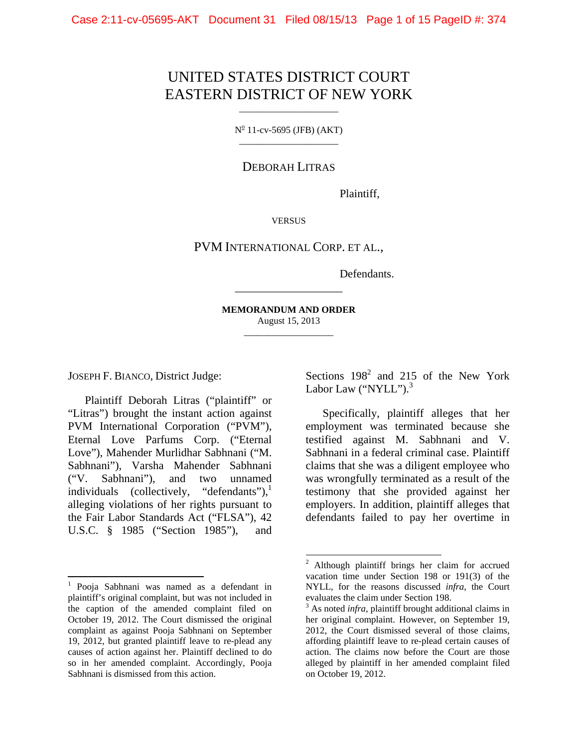UNITED STATES DISTRICT COURT
EASTERN DISTRICT OF NEW YORK

---

№ 11-cv-5695 (JFB) (AKT)

---

DEBORAH LITRAS

Plaintiff,

VERSUS

PVM INTERNATIONAL CORP. ET AL.,

Defendants.

---

**MEMORANDUM AND ORDER**
August 15, 2013

---

JOSEPH F. BIANCO, District Judge:

Plaintiff Deborah Litras ("plaintiff" or "Litras") brought the instant action against PVM International Corporation ("PVM"), Eternal Love Parfums Corp. ("Eternal Love"), Mahender Murlidhar Sabhnani ("M. Sabhnani"), Varsha Mahender Sabhnani ("V. Sabhnani"), and two unnamed individuals (collectively, "defendants"),[1] alleging violations of her rights pursuant to the Fair Labor Standards Act ("FLSA"), 42 U.S.C. § 1985 ("Section 1985"), and Sections 198[2] and 215 of the New York Labor Law ("NYLL").[3]

Specifically, plaintiff alleges that her employment was terminated because she testified against M. Sabhnani and V. Sabhnani in a federal criminal case. Plaintiff claims that she was a diligent employee who was wrongfully terminated as a result of the testimony that she provided against her employers. In addition, plaintiff alleges that defendants failed to pay her overtime in

---

[1] Pooja Sabhnani was named as a defendant in plaintiff's original complaint, but was not included in the caption of the amended complaint filed on October 19, 2012. The Court dismissed the original complaint as against Pooja Sabhnani on September 19, 2012, but granted plaintiff leave to re-plead any causes of action against her. Plaintiff declined to do so in her amended complaint. Accordingly, Pooja Sabhnani is dismissed from this action.

[2] Although plaintiff brings her claim for accrued vacation time under Section 198 or 191(3) of the NYLL, for the reasons discussed *infra*, the Court evaluates the claim under Section 198.

[3] As noted *infra*, plaintiff brought additional claims in her original complaint. However, on September 19, 2012, the Court dismissed several of those claims, affording plaintiff leave to re-plead certain causes of action. The claims now before the Court are those alleged by plaintiff in her amended complaint filed on October 19, 2012.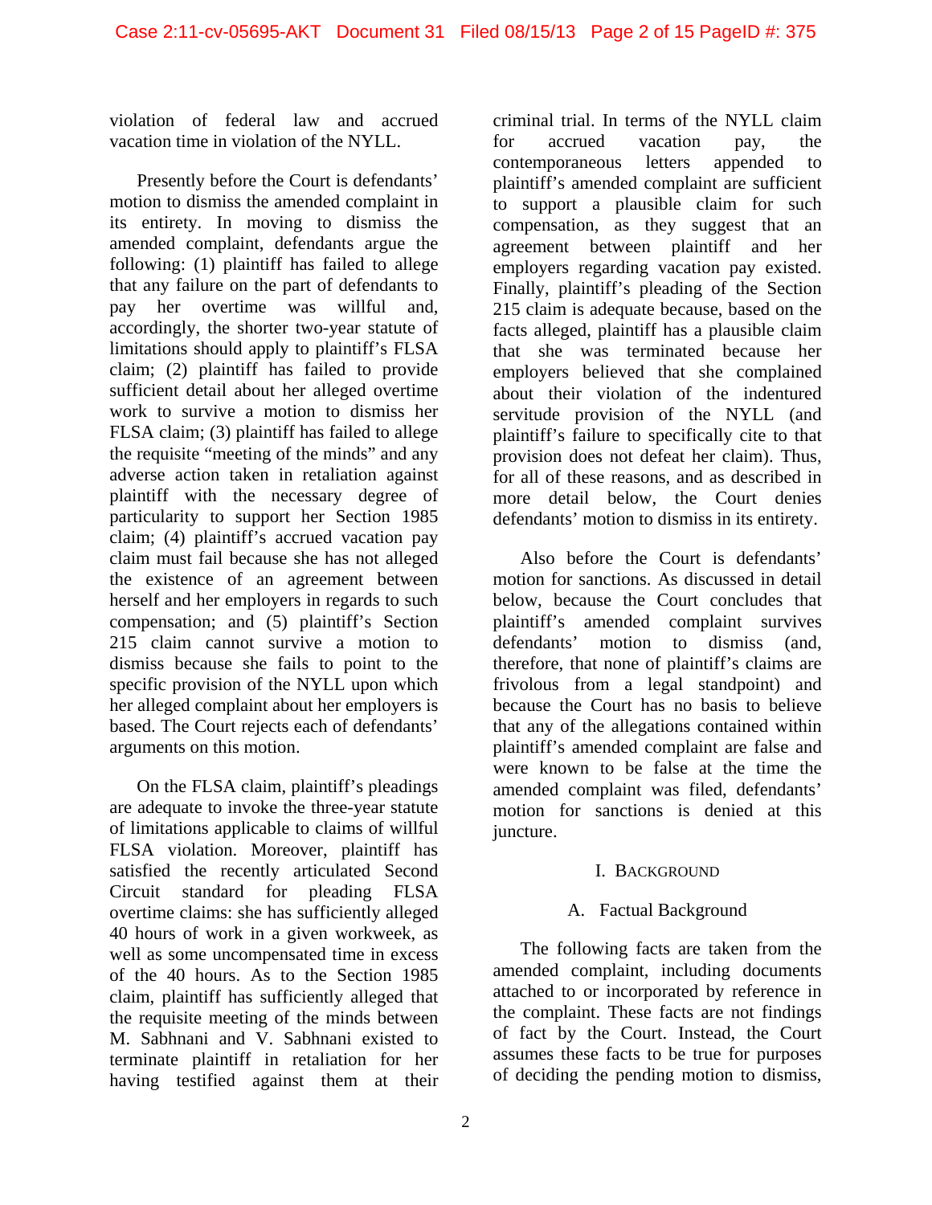violation of federal law and accrued vacation time in violation of the NYLL.

Presently before the Court is defendants' motion to dismiss the amended complaint in its entirety. In moving to dismiss the amended complaint, defendants argue the following: (1) plaintiff has failed to allege that any failure on the part of defendants to pay her overtime was willful and, accordingly, the shorter two-year statute of limitations should apply to plaintiff's FLSA claim; (2) plaintiff has failed to provide sufficient detail about her alleged overtime work to survive a motion to dismiss her FLSA claim; (3) plaintiff has failed to allege the requisite "meeting of the minds" and any adverse action taken in retaliation against plaintiff with the necessary degree of particularity to support her Section 1985 claim; (4) plaintiff's accrued vacation pay claim must fail because she has not alleged the existence of an agreement between herself and her employers in regards to such compensation; and (5) plaintiff's Section 215 claim cannot survive a motion to dismiss because she fails to point to the specific provision of the NYLL upon which her alleged complaint about her employers is based. The Court rejects each of defendants' arguments on this motion.

On the FLSA claim, plaintiff's pleadings are adequate to invoke the three-year statute of limitations applicable to claims of willful FLSA violation. Moreover, plaintiff has satisfied the recently articulated Second Circuit standard for pleading FLSA overtime claims: she has sufficiently alleged 40 hours of work in a given workweek, as well as some uncompensated time in excess of the 40 hours. As to the Section 1985 claim, plaintiff has sufficiently alleged that the requisite meeting of the minds between M. Sabhnani and V. Sabhnani existed to terminate plaintiff in retaliation for her having testified against them at their criminal trial. In terms of the NYLL claim for accrued vacation pay, the contemporaneous letters appended to plaintiff's amended complaint are sufficient to support a plausible claim for such compensation, as they suggest that an agreement between plaintiff and her employers regarding vacation pay existed. Finally, plaintiff's pleading of the Section 215 claim is adequate because, based on the facts alleged, plaintiff has a plausible claim that she was terminated because her employers believed that she complained about their violation of the indentured servitude provision of the NYLL (and plaintiff's failure to specifically cite to that provision does not defeat her claim). Thus, for all of these reasons, and as described in more detail below, the Court denies defendants' motion to dismiss in its entirety.

Also before the Court is defendants' motion for sanctions. As discussed in detail below, because the Court concludes that plaintiff's amended complaint survives defendants' motion to dismiss (and, therefore, that none of plaintiff's claims are frivolous from a legal standpoint) and because the Court has no basis to believe that any of the allegations contained within plaintiff's amended complaint are false and were known to be false at the time the amended complaint was filed, defendants' motion for sanctions is denied at this juncture.

# I. Background

## A. Factual Background

The following facts are taken from the amended complaint, including documents attached to or incorporated by reference in the complaint. These facts are not findings of fact by the Court. Instead, the Court assumes these facts to be true for purposes of deciding the pending motion to dismiss,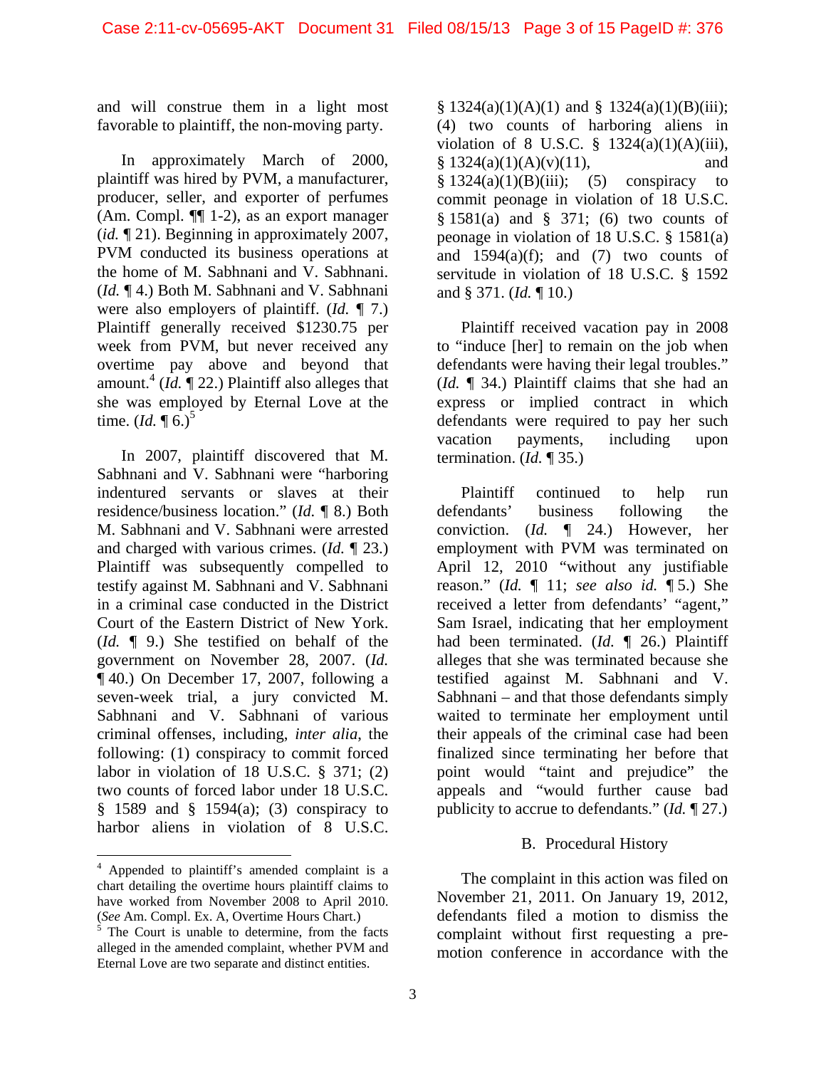and will construe them in a light most favorable to plaintiff, the non-moving party.

In approximately March of 2000, plaintiff was hired by PVM, a manufacturer, producer, seller, and exporter of perfumes (Am. Compl. ¶¶ 1-2), as an export manager (*id.* ¶ 21). Beginning in approximately 2007, PVM conducted its business operations at the home of M. Sabhnani and V. Sabhnani. (*Id.* ¶ 4.) Both M. Sabhnani and V. Sabhnani were also employers of plaintiff. (*Id.* ¶ 7.) Plaintiff generally received $1230.75 per week from PVM, but never received any overtime pay above and beyond that amount.[4] (*Id.* ¶ 22.) Plaintiff also alleges that she was employed by Eternal Love at the time. (*Id.* ¶ 6.)[5]

In 2007, plaintiff discovered that M. Sabhnani and V. Sabhnani were "harboring indentured servants or slaves at their residence/business location." (*Id.* ¶ 8.) Both M. Sabhnani and V. Sabhnani were arrested and charged with various crimes. (*Id.* ¶ 23.) Plaintiff was subsequently compelled to testify against M. Sabhnani and V. Sabhnani in a criminal case conducted in the District Court of the Eastern District of New York. (*Id.* ¶ 9.) She testified on behalf of the government on November 28, 2007. (*Id.* ¶ 40.) On December 17, 2007, following a seven-week trial, a jury convicted M. Sabhnani and V. Sabhnani of various criminal offenses, including, *inter alia*, the following: (1) conspiracy to commit forced labor in violation of 18 U.S.C. § 371; (2) two counts of forced labor under 18 U.S.C. § 1589 and § 1594(a); (3) conspiracy to harbor aliens in violation of 8 U.S.C. § 1324(a)(1)(A)(1) and § 1324(a)(1)(B)(iii); (4) two counts of harboring aliens in violation of 8 U.S.C. § 1324(a)(1)(A)(iii), § 1324(a)(1)(A)(v)(11), and § 1324(a)(1)(B)(iii); (5) conspiracy to commit peonage in violation of 18 U.S.C. § 1581(a) and § 371; (6) two counts of peonage in violation of 18 U.S.C. § 1581(a) and 1594(a)(f); and (7) two counts of servitude in violation of 18 U.S.C. § 1592 and § 371. (*Id.* ¶ 10.)

Plaintiff received vacation pay in 2008 to "induce [her] to remain on the job when defendants were having their legal troubles." (*Id.* ¶ 34.) Plaintiff claims that she had an express or implied contract in which defendants were required to pay her such vacation payments, including upon termination. (*Id.* ¶ 35.)

Plaintiff continued to help run defendants' business following the conviction. (*Id.* ¶ 24.) However, her employment with PVM was terminated on April 12, 2010 "without any justifiable reason." (*Id.* ¶ 11; *see also id.* ¶ 5.) She received a letter from defendants' "agent," Sam Israel, indicating that her employment had been terminated. (*Id.* ¶ 26.) Plaintiff alleges that she was terminated because she testified against M. Sabhnani and V. Sabhnani – and that those defendants simply waited to terminate her employment until their appeals of the criminal case had been finalized since terminating her before that point would "taint and prejudice" the appeals and "would further cause bad publicity to accrue to defendants." (*Id.* ¶ 27.)

## B. Procedural History

The complaint in this action was filed on November 21, 2011. On January 19, 2012, defendants filed a motion to dismiss the complaint without first requesting a pre-motion conference in accordance with the

---

[4] Appended to plaintiff's amended complaint is a chart detailing the overtime hours plaintiff claims to have worked from November 2008 to April 2010. (*See* Am. Compl. Ex. A, Overtime Hours Chart.)

[5] The Court is unable to determine, from the facts alleged in the amended complaint, whether PVM and Eternal Love are two separate and distinct entities.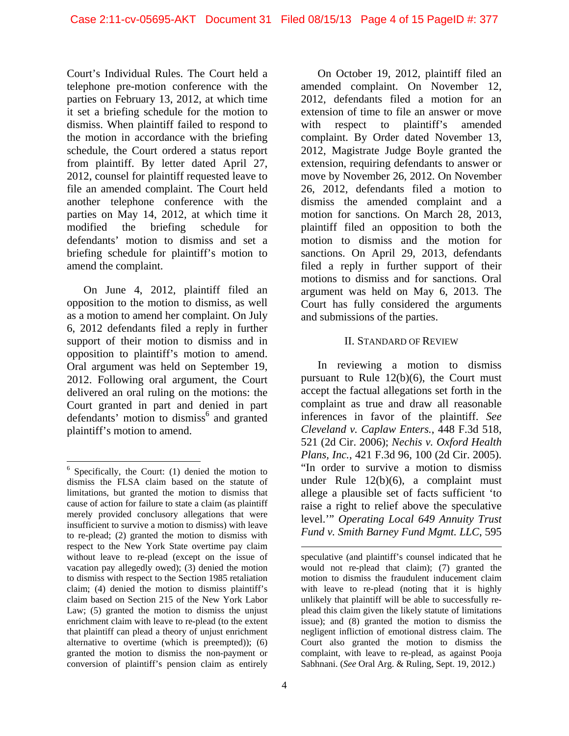Court's Individual Rules. The Court held a telephone pre-motion conference with the parties on February 13, 2012, at which time it set a briefing schedule for the motion to dismiss. When plaintiff failed to respond to the motion in accordance with the briefing schedule, the Court ordered a status report from plaintiff. By letter dated April 27, 2012, counsel for plaintiff requested leave to file an amended complaint. The Court held another telephone conference with the parties on May 14, 2012, at which time it modified the briefing schedule for defendants' motion to dismiss and set a briefing schedule for plaintiff's motion to amend the complaint.

On June 4, 2012, plaintiff filed an opposition to the motion to dismiss, as well as a motion to amend her complaint. On July 6, 2012 defendants filed a reply in further support of their motion to dismiss and in opposition to plaintiff's motion to amend. Oral argument was held on September 19, 2012. Following oral argument, the Court delivered an oral ruling on the motions: the Court granted in part and denied in part defendants' motion to dismiss[6] and granted plaintiff's motion to amend.

On October 19, 2012, plaintiff filed an amended complaint. On November 12, 2012, defendants filed a motion for an extension of time to file an answer or move with respect to plaintiff's amended complaint. By Order dated November 13, 2012, Magistrate Judge Boyle granted the extension, requiring defendants to answer or move by November 26, 2012. On November 26, 2012, defendants filed a motion to dismiss the amended complaint and a motion for sanctions. On March 28, 2013, plaintiff filed an opposition to both the motion to dismiss and the motion for sanctions. On April 29, 2013, defendants filed a reply in further support of their motions to dismiss and for sanctions. Oral argument was held on May 6, 2013. The Court has fully considered the arguments and submissions of the parties.

## II. Standard of Review

In reviewing a motion to dismiss pursuant to Rule 12(b)(6), the Court must accept the factual allegations set forth in the complaint as true and draw all reasonable inferences in favor of the plaintiff. *See Cleveland v. Caplaw Enters.*, 448 F.3d 518, 521 (2d Cir. 2006); *Nechis v. Oxford Health Plans, Inc.*, 421 F.3d 96, 100 (2d Cir. 2005). "In order to survive a motion to dismiss under Rule 12(b)(6), a complaint must allege a plausible set of facts sufficient 'to raise a right to relief above the speculative level.'" *Operating Local 649 Annuity Trust Fund v. Smith Barney Fund Mgmt. LLC*, 595

---

[6] Specifically, the Court: (1) denied the motion to dismiss the FLSA claim based on the statute of limitations, but granted the motion to dismiss that cause of action for failure to state a claim (as plaintiff merely provided conclusory allegations that were insufficient to survive a motion to dismiss) with leave to re-plead; (2) granted the motion to dismiss with respect to the New York State overtime pay claim without leave to re-plead (except on the issue of vacation pay allegedly owed); (3) denied the motion to dismiss with respect to the Section 1985 retaliation claim; (4) denied the motion to dismiss plaintiff's claim based on Section 215 of the New York Labor Law; (5) granted the motion to dismiss the unjust enrichment claim with leave to re-plead (to the extent that plaintiff can plead a theory of unjust enrichment alternative to overtime (which is preempted)); (6) granted the motion to dismiss the non-payment or conversion of plaintiff's pension claim as entirely speculative (and plaintiff's counsel indicated that he would not re-plead that claim); (7) granted the motion to dismiss the fraudulent inducement claim with leave to re-plead (noting that it is highly unlikely that plaintiff will be able to successfully re-plead this claim given the likely statute of limitations issue); and (8) granted the motion to dismiss the negligent infliction of emotional distress claim. The Court also granted the motion to dismiss the complaint, with leave to re-plead, as against Pooja Sabhnani. (*See* Oral Arg. & Ruling, Sept. 19, 2012.)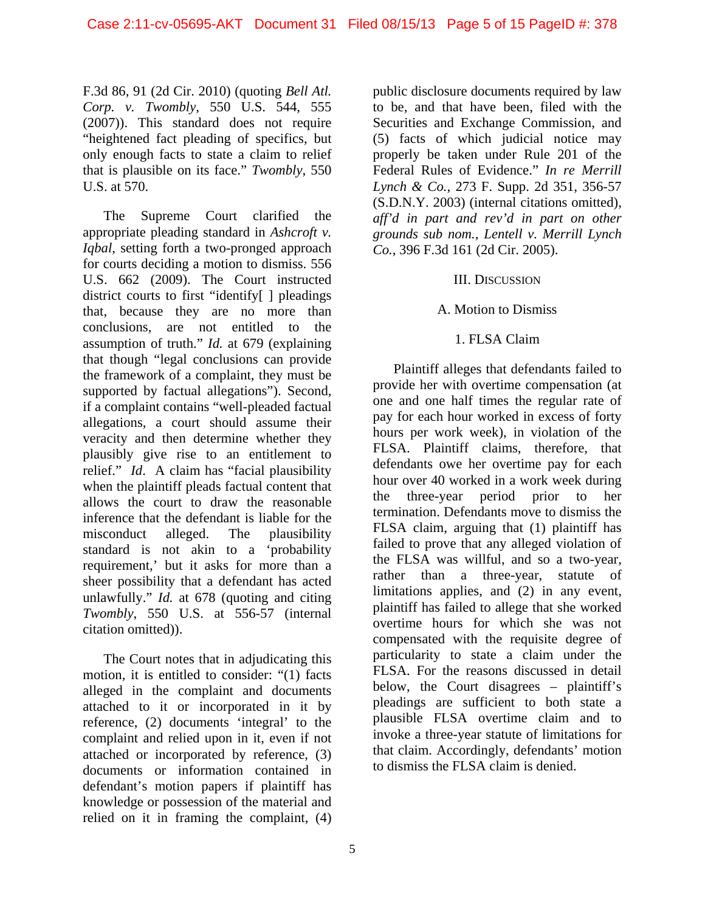F.3d 86, 91 (2d Cir. 2010) (quoting *Bell Atl. Corp. v. Twombly*, 550 U.S. 544, 555 (2007)). This standard does not require "heightened fact pleading of specifics, but only enough facts to state a claim to relief that is plausible on its face." *Twombly*, 550 U.S. at 570.

The Supreme Court clarified the appropriate pleading standard in *Ashcroft v. Iqbal*, setting forth a two-pronged approach for courts deciding a motion to dismiss. 556 U.S. 662 (2009). The Court instructed district courts to first "identify[ ] pleadings that, because they are no more than conclusions, are not entitled to the assumption of truth." *Id.* at 679 (explaining that though "legal conclusions can provide the framework of a complaint, they must be supported by factual allegations"). Second, if a complaint contains "well-pleaded factual allegations, a court should assume their veracity and then determine whether they plausibly give rise to an entitlement to relief." *Id*. A claim has "facial plausibility when the plaintiff pleads factual content that allows the court to draw the reasonable inference that the defendant is liable for the misconduct alleged. The plausibility standard is not akin to a 'probability requirement,' but it asks for more than a sheer possibility that a defendant has acted unlawfully." *Id.* at 678 (quoting and citing *Twombly*, 550 U.S. at 556-57 (internal citation omitted)).

The Court notes that in adjudicating this motion, it is entitled to consider: "(1) facts alleged in the complaint and documents attached to it or incorporated in it by reference, (2) documents 'integral' to the complaint and relied upon in it, even if not attached or incorporated by reference, (3) documents or information contained in defendant's motion papers if plaintiff has knowledge or possession of the material and relied on it in framing the complaint, (4) public disclosure documents required by law to be, and that have been, filed with the Securities and Exchange Commission, and (5) facts of which judicial notice may properly be taken under Rule 201 of the Federal Rules of Evidence." *In re Merrill Lynch & Co.*, 273 F. Supp. 2d 351, 356-57 (S.D.N.Y. 2003) (internal citations omitted), *aff'd in part and rev'd in part on other grounds sub nom., Lentell v. Merrill Lynch Co.*, 396 F.3d 161 (2d Cir. 2005).

## III. Discussion

### A. Motion to Dismiss

#### 1. FLSA Claim

Plaintiff alleges that defendants failed to provide her with overtime compensation (at one and one half times the regular rate of pay for each hour worked in excess of forty hours per work week), in violation of the FLSA. Plaintiff claims, therefore, that defendants owe her overtime pay for each hour over 40 worked in a work week during the three-year period prior to her termination. Defendants move to dismiss the FLSA claim, arguing that (1) plaintiff has failed to prove that any alleged violation of the FLSA was willful, and so a two-year, rather than a three-year, statute of limitations applies, and (2) in any event, plaintiff has failed to allege that she worked overtime hours for which she was not compensated with the requisite degree of particularity to state a claim under the FLSA. For the reasons discussed in detail below, the Court disagrees – plaintiff's pleadings are sufficient to both state a plausible FLSA overtime claim and to invoke a three-year statute of limitations for that claim. Accordingly, defendants' motion to dismiss the FLSA claim is denied.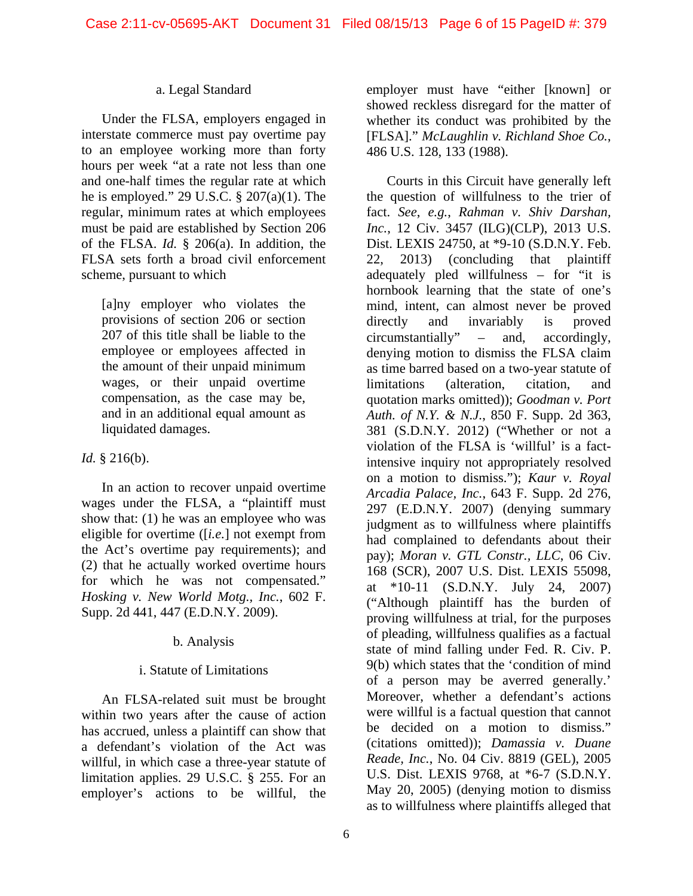a. Legal Standard

Under the FLSA, employers engaged in interstate commerce must pay overtime pay to an employee working more than forty hours per week "at a rate not less than one and one-half times the regular rate at which he is employed." 29 U.S.C. § 207(a)(1). The regular, minimum rates at which employees must be paid are established by Section 206 of the FLSA. *Id.* § 206(a). In addition, the FLSA sets forth a broad civil enforcement scheme, pursuant to which

> [a]ny employer who violates the provisions of section 206 or section 207 of this title shall be liable to the employee or employees affected in the amount of their unpaid minimum wages, or their unpaid overtime compensation, as the case may be, and in an additional equal amount as liquidated damages.

*Id.* § 216(b).

In an action to recover unpaid overtime wages under the FLSA, a "plaintiff must show that: (1) he was an employee who was eligible for overtime ([*i.e.*] not exempt from the Act's overtime pay requirements); and (2) that he actually worked overtime hours for which he was not compensated." *Hosking v. New World Motg., Inc.*, 602 F. Supp. 2d 441, 447 (E.D.N.Y. 2009).

b. Analysis

i. Statute of Limitations

An FLSA-related suit must be brought within two years after the cause of action has accrued, unless a plaintiff can show that a defendant's violation of the Act was willful, in which case a three-year statute of limitation applies. 29 U.S.C. § 255. For an employer's actions to be willful, the employer must have "either [known] or showed reckless disregard for the matter of whether its conduct was prohibited by the [FLSA]." *McLaughlin v. Richland Shoe Co.*, 486 U.S. 128, 133 (1988).

Courts in this Circuit have generally left the question of willfulness to the trier of fact. *See, e.g.*, *Rahman v. Shiv Darshan, Inc.*, 12 Civ. 3457 (ILG)(CLP), 2013 U.S. Dist. LEXIS 24750, at *9-10 (S.D.N.Y. Feb. 22, 2013) (concluding that plaintiff adequately pled willfulness – for "it is hornbook learning that the state of one's mind, intent, can almost never be proved directly and invariably is proved circumstantially" – and, accordingly, denying motion to dismiss the FLSA claim as time barred based on a two-year statute of limitations (alteration, citation, and quotation marks omitted)); *Goodman v. Port Auth. of N.Y. & N.J.*, 850 F. Supp. 2d 363, 381 (S.D.N.Y. 2012) ("Whether or not a violation of the FLSA is 'willful' is a fact-intensive inquiry not appropriately resolved on a motion to dismiss."); *Kaur v. Royal Arcadia Palace, Inc.*, 643 F. Supp. 2d 276, 297 (E.D.N.Y. 2007) (denying summary judgment as to willfulness where plaintiffs had complained to defendants about their pay); *Moran v. GTL Constr., LLC*, 06 Civ. 168 (SCR), 2007 U.S. Dist. LEXIS 55098, at *10-11 (S.D.N.Y. July 24, 2007) ("Although plaintiff has the burden of proving willfulness at trial, for the purposes of pleading, willfulness qualifies as a factual state of mind falling under Fed. R. Civ. P. 9(b) which states that the 'condition of mind of a person may be averred generally.' Moreover, whether a defendant's actions were willful is a factual question that cannot be decided on a motion to dismiss." (citations omitted)); *Damassia v. Duane Reade, Inc.*, No. 04 Civ. 8819 (GEL), 2005 U.S. Dist. LEXIS 9768, at *6-7 (S.D.N.Y. May 20, 2005) (denying motion to dismiss as to willfulness where plaintiffs alleged that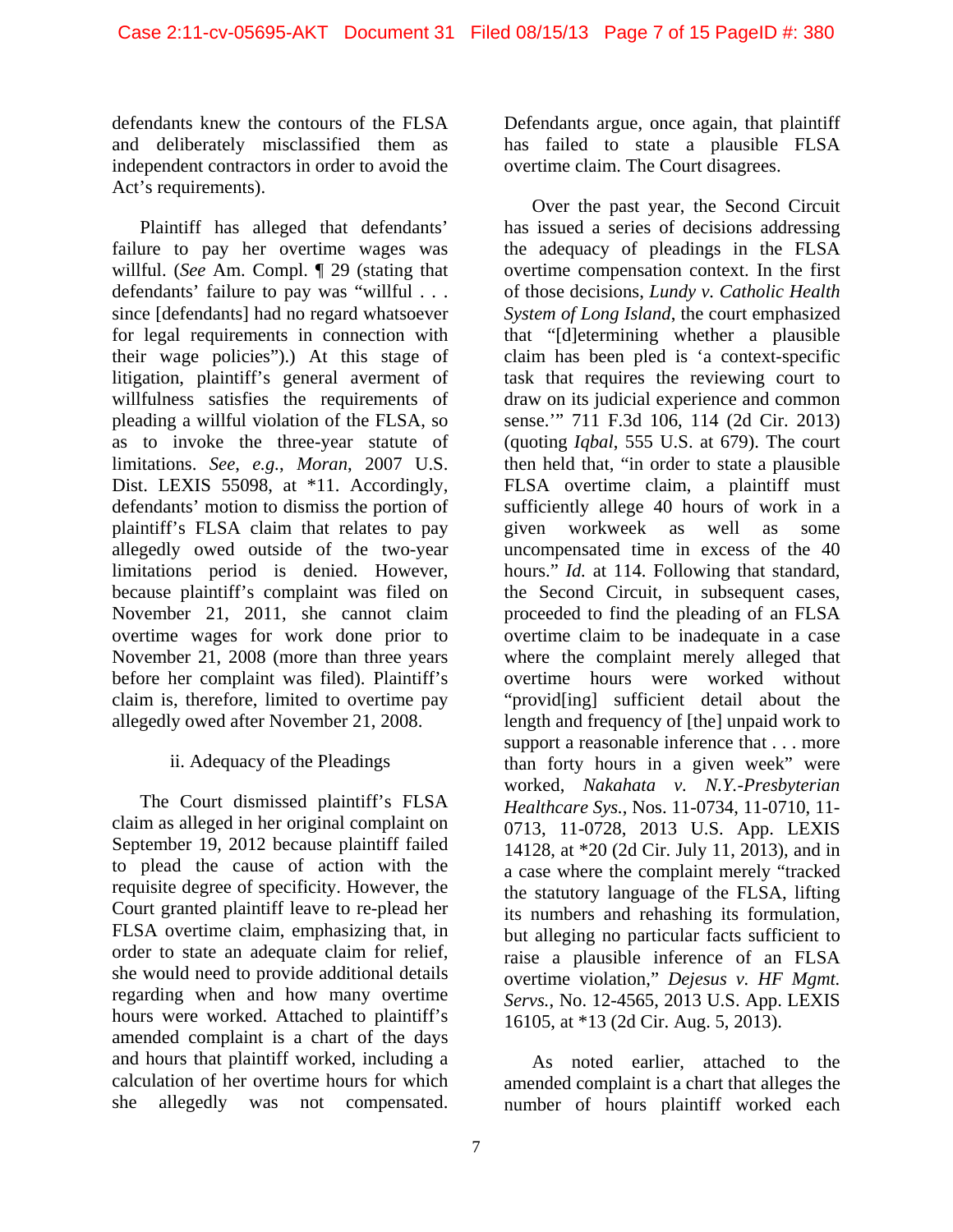defendants knew the contours of the FLSA and deliberately misclassified them as independent contractors in order to avoid the Act's requirements).

Plaintiff has alleged that defendants' failure to pay her overtime wages was willful. (*See* Am. Compl. ¶ 29 (stating that defendants' failure to pay was "willful . . . since [defendants] had no regard whatsoever for legal requirements in connection with their wage policies").) At this stage of litigation, plaintiff's general averment of willfulness satisfies the requirements of pleading a willful violation of the FLSA, so as to invoke the three-year statute of limitations. *See, e.g.*, *Moran*, 2007 U.S. Dist. LEXIS 55098, at *11. Accordingly, defendants' motion to dismiss the portion of plaintiff's FLSA claim that relates to pay allegedly owed outside of the two-year limitations period is denied. However, because plaintiff's complaint was filed on November 21, 2011, she cannot claim overtime wages for work done prior to November 21, 2008 (more than three years before her complaint was filed). Plaintiff's claim is, therefore, limited to overtime pay allegedly owed after November 21, 2008.

ii. Adequacy of the Pleadings

The Court dismissed plaintiff's FLSA claim as alleged in her original complaint on September 19, 2012 because plaintiff failed to plead the cause of action with the requisite degree of specificity. However, the Court granted plaintiff leave to re-plead her FLSA overtime claim, emphasizing that, in order to state an adequate claim for relief, she would need to provide additional details regarding when and how many overtime hours were worked. Attached to plaintiff's amended complaint is a chart of the days and hours that plaintiff worked, including a calculation of her overtime hours for which she allegedly was not compensated. Defendants argue, once again, that plaintiff has failed to state a plausible FLSA overtime claim. The Court disagrees.

Over the past year, the Second Circuit has issued a series of decisions addressing the adequacy of pleadings in the FLSA overtime compensation context. In the first of those decisions, *Lundy v. Catholic Health System of Long Island*, the court emphasized that "[d]etermining whether a plausible claim has been pled is 'a context-specific task that requires the reviewing court to draw on its judicial experience and common sense.'" 711 F.3d 106, 114 (2d Cir. 2013) (quoting *Iqbal*, 555 U.S. at 679). The court then held that, "in order to state a plausible FLSA overtime claim, a plaintiff must sufficiently allege 40 hours of work in a given workweek as well as some uncompensated time in excess of the 40 hours." *Id.* at 114. Following that standard, the Second Circuit, in subsequent cases, proceeded to find the pleading of an FLSA overtime claim to be inadequate in a case where the complaint merely alleged that overtime hours were worked without "provid[ing] sufficient detail about the length and frequency of [the] unpaid work to support a reasonable inference that . . . more than forty hours in a given week" were worked, *Nakahata v. N.Y.-Presbyterian Healthcare Sys.*, Nos. 11-0734, 11-0710, 11-0713, 11-0728, 2013 U.S. App. LEXIS 14128, at *20 (2d Cir. July 11, 2013), and in a case where the complaint merely "tracked the statutory language of the FLSA, lifting its numbers and rehashing its formulation, but alleging no particular facts sufficient to raise a plausible inference of an FLSA overtime violation," *Dejesus v. HF Mgmt. Servs.*, No. 12-4565, 2013 U.S. App. LEXIS 16105, at *13 (2d Cir. Aug. 5, 2013).

As noted earlier, attached to the amended complaint is a chart that alleges the number of hours plaintiff worked each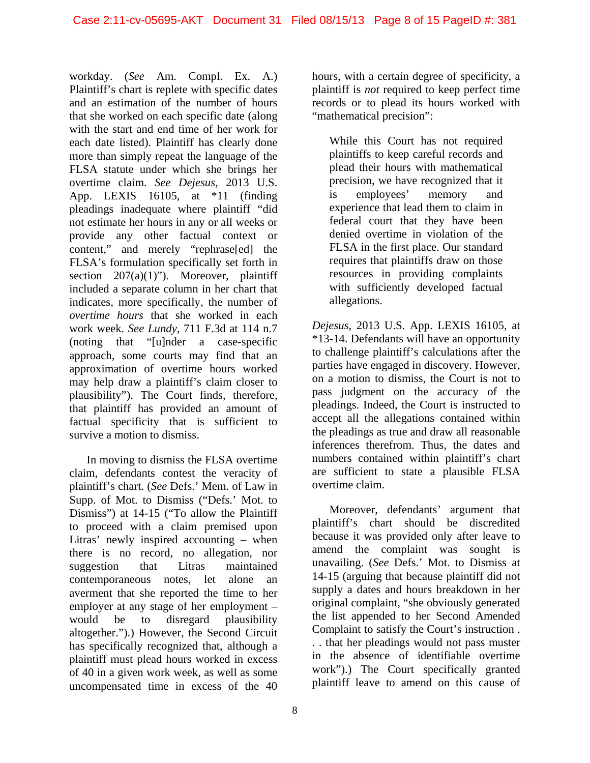workday. (*See* Am. Compl. Ex. A.) Plaintiff's chart is replete with specific dates and an estimation of the number of hours that she worked on each specific date (along with the start and end time of her work for each date listed). Plaintiff has clearly done more than simply repeat the language of the FLSA statute under which she brings her overtime claim. *See Dejesus*, 2013 U.S. App. LEXIS 16105, at *11 (finding pleadings inadequate where plaintiff "did not estimate her hours in any or all weeks or provide any other factual context or content," and merely "rephrase[ed] the FLSA's formulation specifically set forth in section 207(a)(1)"). Moreover, plaintiff included a separate column in her chart that indicates, more specifically, the number of *overtime hours* that she worked in each work week. *See Lundy*, 711 F.3d at 114 n.7 (noting that "[u]nder a case-specific approach, some courts may find that an approximation of overtime hours worked may help draw a plaintiff's claim closer to plausibility"). The Court finds, therefore, that plaintiff has provided an amount of factual specificity that is sufficient to survive a motion to dismiss.

In moving to dismiss the FLSA overtime claim, defendants contest the veracity of plaintiff's chart. (*See* Defs.' Mem. of Law in Supp. of Mot. to Dismiss ("Defs.' Mot. to Dismiss") at 14-15 ("To allow the Plaintiff to proceed with a claim premised upon Litras' newly inspired accounting – when there is no record, no allegation, nor suggestion that Litras maintained contemporaneous notes, let alone an averment that she reported the time to her employer at any stage of her employment – would be to disregard plausibility altogether.").) However, the Second Circuit has specifically recognized that, although a plaintiff must plead hours worked in excess of 40 in a given work week, as well as some uncompensated time in excess of the 40 hours, with a certain degree of specificity, a plaintiff is *not* required to keep perfect time records or to plead its hours worked with "mathematical precision":

> While this Court has not required plaintiffs to keep careful records and plead their hours with mathematical precision, we have recognized that it is employees' memory and experience that lead them to claim in federal court that they have been denied overtime in violation of the FLSA in the first place. Our standard requires that plaintiffs draw on those resources in providing complaints with sufficiently developed factual allegations.

*Dejesus*, 2013 U.S. App. LEXIS 16105, at *13-14. Defendants will have an opportunity to challenge plaintiff's calculations after the parties have engaged in discovery. However, on a motion to dismiss, the Court is not to pass judgment on the accuracy of the pleadings. Indeed, the Court is instructed to accept all the allegations contained within the pleadings as true and draw all reasonable inferences therefrom. Thus, the dates and numbers contained within plaintiff's chart are sufficient to state a plausible FLSA overtime claim.

Moreover, defendants' argument that plaintiff's chart should be discredited because it was provided only after leave to amend the complaint was sought is unavailing. (*See* Defs.' Mot. to Dismiss at 14-15 (arguing that because plaintiff did not supply a dates and hours breakdown in her original complaint, "she obviously generated the list appended to her Second Amended Complaint to satisfy the Court's instruction . . . that her pleadings would not pass muster in the absence of identifiable overtime work").) The Court specifically granted plaintiff leave to amend on this cause of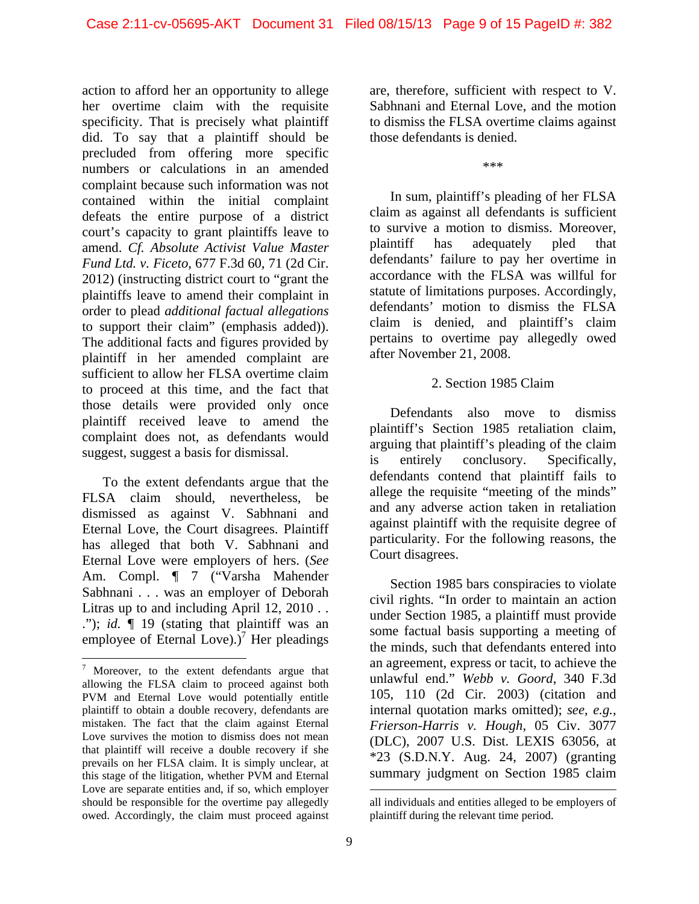action to afford her an opportunity to allege her overtime claim with the requisite specificity. That is precisely what plaintiff did. To say that a plaintiff should be precluded from offering more specific numbers or calculations in an amended complaint because such information was not contained within the initial complaint defeats the entire purpose of a district court's capacity to grant plaintiffs leave to amend. *Cf. Absolute Activist Value Master Fund Ltd. v. Ficeto*, 677 F.3d 60, 71 (2d Cir. 2012) (instructing district court to "grant the plaintiffs leave to amend their complaint in order to plead *additional factual allegations* to support their claim" (emphasis added)). The additional facts and figures provided by plaintiff in her amended complaint are sufficient to allow her FLSA overtime claim to proceed at this time, and the fact that those details were provided only once plaintiff received leave to amend the complaint does not, as defendants would suggest, suggest a basis for dismissal.

To the extent defendants argue that the FLSA claim should, nevertheless, be dismissed as against V. Sabhnani and Eternal Love, the Court disagrees. Plaintiff has alleged that both V. Sabhnani and Eternal Love were employers of hers. (*See* Am. Compl. ¶ 7 ("Varsha Mahender Sabhnani . . . was an employer of Deborah Litras up to and including April 12, 2010 . . ."); *id.* ¶ 19 (stating that plaintiff was an employee of Eternal Love).)[7] Her pleadings are, therefore, sufficient with respect to V. Sabhnani and Eternal Love, and the motion to dismiss the FLSA overtime claims against those defendants is denied.

\*\*\*

In sum, plaintiff's pleading of her FLSA claim as against all defendants is sufficient to survive a motion to dismiss. Moreover, plaintiff has adequately pled that defendants' failure to pay her overtime in accordance with the FLSA was willful for statute of limitations purposes. Accordingly, defendants' motion to dismiss the FLSA claim is denied, and plaintiff's claim pertains to overtime pay allegedly owed after November 21, 2008.

### 2. Section 1985 Claim

Defendants also move to dismiss plaintiff's Section 1985 retaliation claim, arguing that plaintiff's pleading of the claim is entirely conclusory. Specifically, defendants contend that plaintiff fails to allege the requisite "meeting of the minds" and any adverse action taken in retaliation against plaintiff with the requisite degree of particularity. For the following reasons, the Court disagrees.

Section 1985 bars conspiracies to violate civil rights. "In order to maintain an action under Section 1985, a plaintiff must provide some factual basis supporting a meeting of the minds, such that defendants entered into an agreement, express or tacit, to achieve the unlawful end." *Webb v. Goord*, 340 F.3d 105, 110 (2d Cir. 2003) (citation and internal quotation marks omitted); *see, e.g.*, *Frierson-Harris v. Hough*, 05 Civ. 3077 (DLC), 2007 U.S. Dist. LEXIS 63056, at \*23 (S.D.N.Y. Aug. 24, 2007) (granting summary judgment on Section 1985 claim

---

[7] Moreover, to the extent defendants argue that allowing the FLSA claim to proceed against both PVM and Eternal Love would potentially entitle plaintiff to obtain a double recovery, defendants are mistaken. The fact that the claim against Eternal Love survives the motion to dismiss does not mean that plaintiff will receive a double recovery if she prevails on her FLSA claim. It is simply unclear, at this stage of the litigation, whether PVM and Eternal Love are separate entities and, if so, which employer should be responsible for the overtime pay allegedly owed. Accordingly, the claim must proceed against all individuals and entities alleged to be employers of plaintiff during the relevant time period.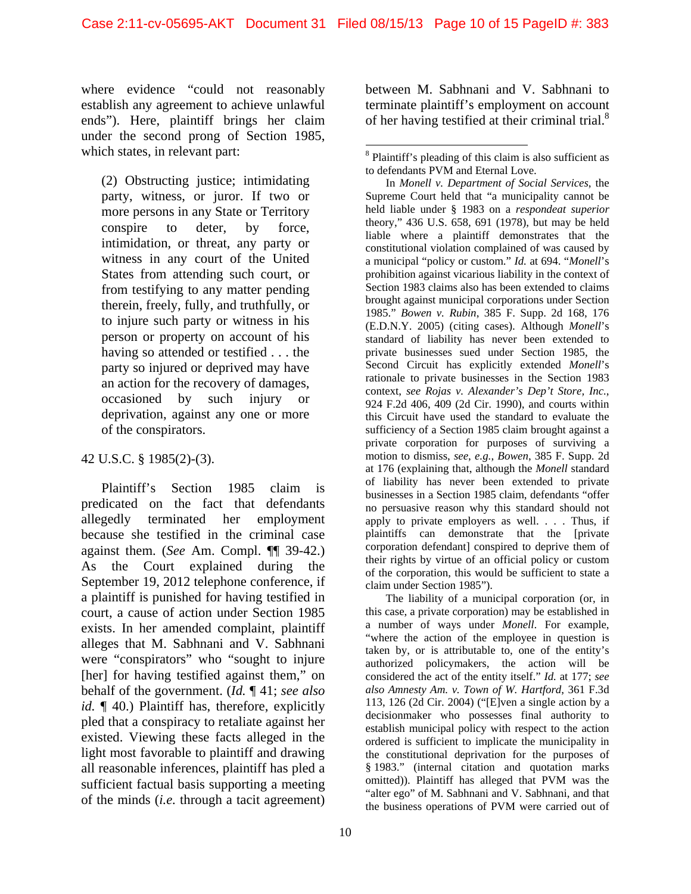where evidence "could not reasonably establish any agreement to achieve unlawful ends"). Here, plaintiff brings her claim under the second prong of Section 1985, which states, in relevant part:

> (2) Obstructing justice; intimidating party, witness, or juror. If two or more persons in any State or Territory conspire to deter, by force, intimidation, or threat, any party or witness in any court of the United States from attending such court, or from testifying to any matter pending therein, freely, fully, and truthfully, or to injure such party or witness in his person or property on account of his having so attended or testified . . . the party so injured or deprived may have an action for the recovery of damages, occasioned by such injury or deprivation, against any one or more of the conspirators.

42 U.S.C. § 1985(2)-(3).

Plaintiff's Section 1985 claim is predicated on the fact that defendants allegedly terminated her employment because she testified in the criminal case against them. (*See* Am. Compl. ¶¶ 39-42.) As the Court explained during the September 19, 2012 telephone conference, if a plaintiff is punished for having testified in court, a cause of action under Section 1985 exists. In her amended complaint, plaintiff alleges that M. Sabhnani and V. Sabhnani were "conspirators" who "sought to injure [her] for having testified against them," on behalf of the government. (*Id.* ¶ 41; *see also id.* ¶ 40.) Plaintiff has, therefore, explicitly pled that a conspiracy to retaliate against her existed. Viewing these facts alleged in the light most favorable to plaintiff and drawing all reasonable inferences, plaintiff has pled a sufficient factual basis supporting a meeting of the minds (*i.e.* through a tacit agreement) between M. Sabhnani and V. Sabhnani to terminate plaintiff's employment on account of her having testified at their criminal trial.[8]

---

[8] Plaintiff's pleading of this claim is also sufficient as to defendants PVM and Eternal Love.

In *Monell v. Department of Social Services*, the Supreme Court held that "a municipality cannot be held liable under § 1983 on a *respondeat superior* theory," 436 U.S. 658, 691 (1978), but may be held liable where a plaintiff demonstrates that the constitutional violation complained of was caused by a municipal "policy or custom." *Id.* at 694. "*Monell*'s prohibition against vicarious liability in the context of Section 1983 claims also has been extended to claims brought against municipal corporations under Section 1985." *Bowen v. Rubin*, 385 F. Supp. 2d 168, 176 (E.D.N.Y. 2005) (citing cases). Although *Monell*'s standard of liability has never been extended to private businesses sued under Section 1985, the Second Circuit has explicitly extended *Monell*'s rationale to private businesses in the Section 1983 context, *see Rojas v. Alexander's Dep't Store, Inc.*, 924 F.2d 406, 409 (2d Cir. 1990), and courts within this Circuit have used the standard to evaluate the sufficiency of a Section 1985 claim brought against a private corporation for purposes of surviving a motion to dismiss, *see, e.g.*, *Bowen*, 385 F. Supp. 2d at 176 (explaining that, although the *Monell* standard of liability has never been extended to private businesses in a Section 1985 claim, defendants "offer no persuasive reason why this standard should not apply to private employers as well. . . . Thus, if plaintiffs can demonstrate that the [private corporation defendant] conspired to deprive them of their rights by virtue of an official policy or custom of the corporation, this would be sufficient to state a claim under Section 1985").

The liability of a municipal corporation (or, in this case, a private corporation) may be established in a number of ways under *Monell*. For example, "where the action of the employee in question is taken by, or is attributable to, one of the entity's authorized policymakers, the action will be considered the act of the entity itself." *Id.* at 177; *see also Amnesty Am. v. Town of W. Hartford*, 361 F.3d 113, 126 (2d Cir. 2004) ("[E]ven a single action by a decisionmaker who possesses final authority to establish municipal policy with respect to the action ordered is sufficient to implicate the municipality in the constitutional deprivation for the purposes of § 1983." (internal citation and quotation marks omitted)). Plaintiff has alleged that PVM was the "alter ego" of M. Sabhnani and V. Sabhnani, and that the business operations of PVM were carried out of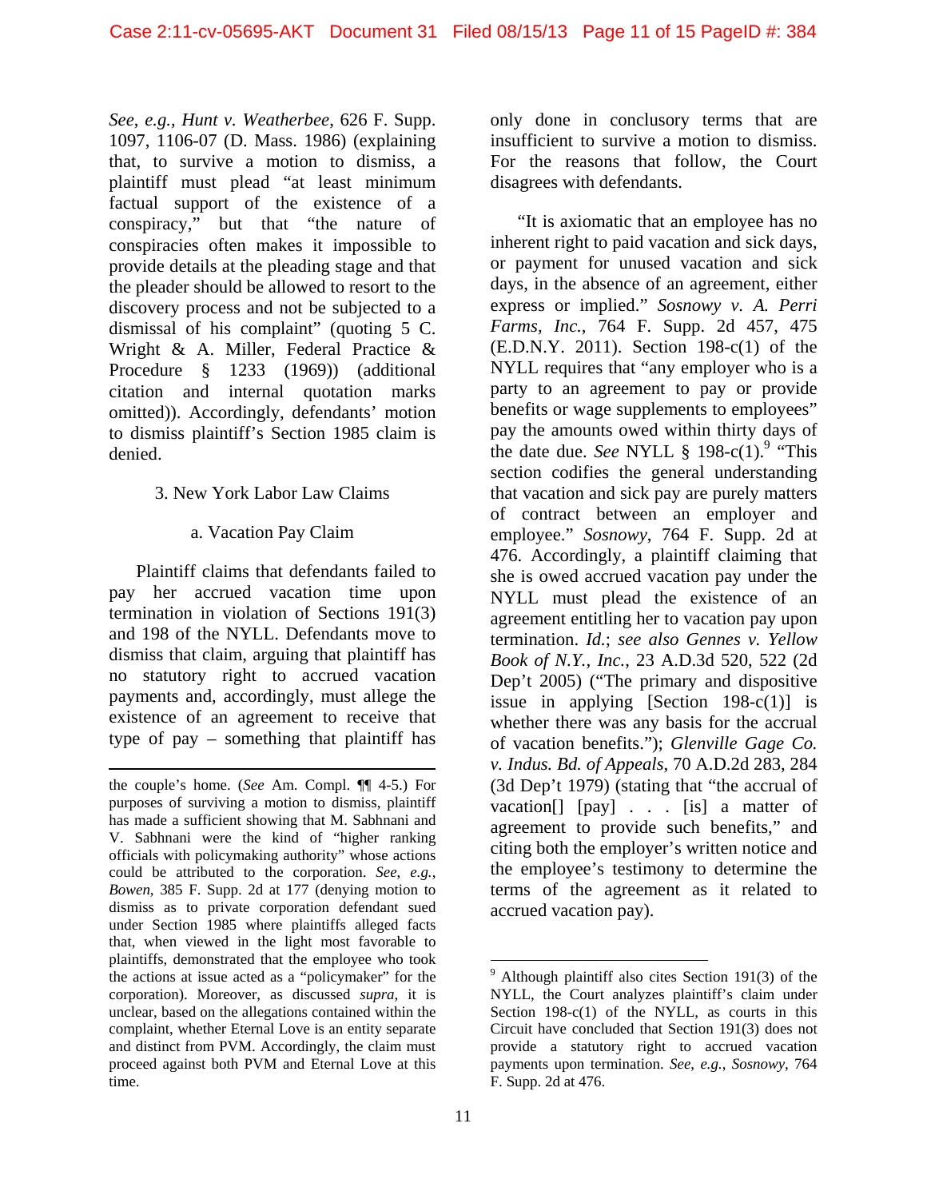*See*, *e.g.*, *Hunt v. Weatherbee*, 626 F. Supp. 1097, 1106-07 (D. Mass. 1986) (explaining that, to survive a motion to dismiss, a plaintiff must plead "at least minimum factual support of the existence of a conspiracy," but that "the nature of conspiracies often makes it impossible to provide details at the pleading stage and that the pleader should be allowed to resort to the discovery process and not be subjected to a dismissal of his complaint" (quoting 5 C. Wright & A. Miller, Federal Practice & Procedure § 1233 (1969)) (additional citation and internal quotation marks omitted)). Accordingly, defendants' motion to dismiss plaintiff's Section 1985 claim is denied.

3. New York Labor Law Claims

a. Vacation Pay Claim

Plaintiff claims that defendants failed to pay her accrued vacation time upon termination in violation of Sections 191(3) and 198 of the NYLL. Defendants move to dismiss that claim, arguing that plaintiff has no statutory right to accrued vacation payments and, accordingly, must allege the existence of an agreement to receive that type of pay – something that plaintiff has only done in conclusory terms that are insufficient to survive a motion to dismiss. For the reasons that follow, the Court disagrees with defendants.

"It is axiomatic that an employee has no inherent right to paid vacation and sick days, or payment for unused vacation and sick days, in the absence of an agreement, either express or implied." *Sosnowy v. A. Perri Farms, Inc.*, 764 F. Supp. 2d 457, 475 (E.D.N.Y. 2011). Section 198-c(1) of the NYLL requires that "any employer who is a party to an agreement to pay or provide benefits or wage supplements to employees" pay the amounts owed within thirty days of the date due. *See* NYLL § 198-c(1).[9] "This section codifies the general understanding that vacation and sick pay are purely matters of contract between an employer and employee." *Sosnowy*, 764 F. Supp. 2d at 476. Accordingly, a plaintiff claiming that she is owed accrued vacation pay under the NYLL must plead the existence of an agreement entitling her to vacation pay upon termination. *Id.*; *see also Gennes v. Yellow Book of N.Y., Inc.*, 23 A.D.3d 520, 522 (2d Dep't 2005) ("The primary and dispositive issue in applying [Section 198-c(1)] is whether there was any basis for the accrual of vacation benefits."); *Glenville Gage Co. v. Indus. Bd. of Appeals*, 70 A.D.2d 283, 284 (3d Dep't 1979) (stating that "the accrual of vacation[] [pay] . . . [is] a matter of agreement to provide such benefits," and citing both the employer's written notice and the employee's testimony to determine the terms of the agreement as it related to accrued vacation pay).

---

the couple's home. (*See* Am. Compl. ¶¶ 4-5.) For purposes of surviving a motion to dismiss, plaintiff has made a sufficient showing that M. Sabhnani and V. Sabhnani were the kind of "higher ranking officials with policymaking authority" whose actions could be attributed to the corporation. *See, e.g.*, *Bowen*, 385 F. Supp. 2d at 177 (denying motion to dismiss as to private corporation defendant sued under Section 1985 where plaintiffs alleged facts that, when viewed in the light most favorable to plaintiffs, demonstrated that the employee who took the actions at issue acted as a "policymaker" for the corporation). Moreover, as discussed *supra*, it is unclear, based on the allegations contained within the complaint, whether Eternal Love is an entity separate and distinct from PVM. Accordingly, the claim must proceed against both PVM and Eternal Love at this time.

[9] Although plaintiff also cites Section 191(3) of the NYLL, the Court analyzes plaintiff's claim under Section 198-c(1) of the NYLL, as courts in this Circuit have concluded that Section 191(3) does not provide a statutory right to accrued vacation payments upon termination. *See, e.g.*, *Sosnowy*, 764 F. Supp. 2d at 476.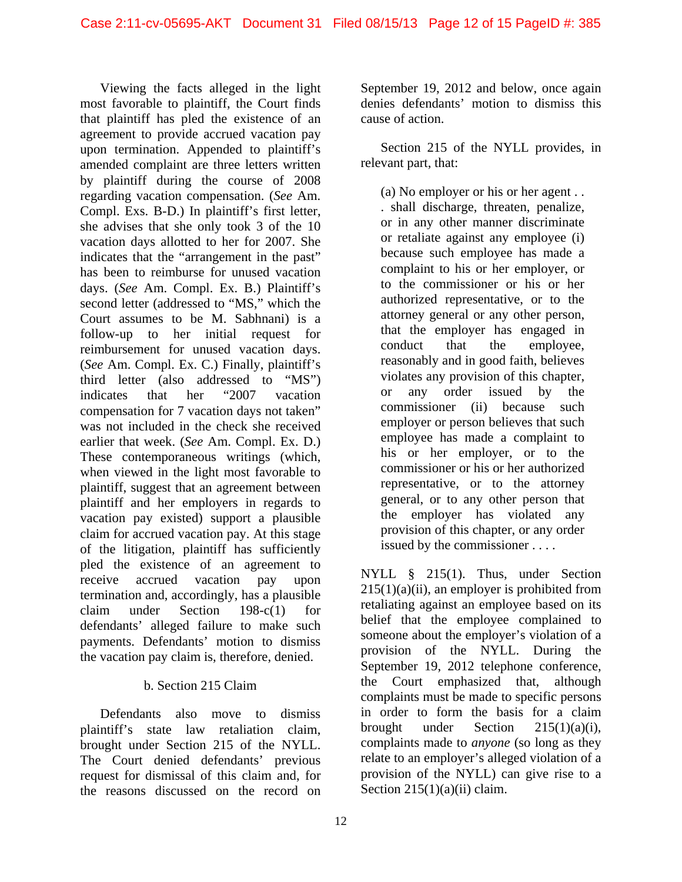Viewing the facts alleged in the light most favorable to plaintiff, the Court finds that plaintiff has pled the existence of an agreement to provide accrued vacation pay upon termination. Appended to plaintiff's amended complaint are three letters written by plaintiff during the course of 2008 regarding vacation compensation. (*See* Am. Compl. Exs. B-D.) In plaintiff's first letter, she advises that she only took 3 of the 10 vacation days allotted to her for 2007. She indicates that the "arrangement in the past" has been to reimburse for unused vacation days. (*See* Am. Compl. Ex. B.) Plaintiff's second letter (addressed to "MS," which the Court assumes to be M. Sabhnani) is a follow-up to her initial request for reimbursement for unused vacation days. (*See* Am. Compl. Ex. C.) Finally, plaintiff's third letter (also addressed to "MS") indicates that her "2007 vacation compensation for 7 vacation days not taken" was not included in the check she received earlier that week. (*See* Am. Compl. Ex. D.) These contemporaneous writings (which, when viewed in the light most favorable to plaintiff, suggest that an agreement between plaintiff and her employers in regards to vacation pay existed) support a plausible claim for accrued vacation pay. At this stage of the litigation, plaintiff has sufficiently pled the existence of an agreement to receive accrued vacation pay upon termination and, accordingly, has a plausible claim under Section 198-c(1) for defendants' alleged failure to make such payments. Defendants' motion to dismiss the vacation pay claim is, therefore, denied.

### b. Section 215 Claim

Defendants also move to dismiss plaintiff's state law retaliation claim, brought under Section 215 of the NYLL. The Court denied defendants' previous request for dismissal of this claim and, for the reasons discussed on the record on September 19, 2012 and below, once again denies defendants' motion to dismiss this cause of action.

Section 215 of the NYLL provides, in relevant part, that:

> (a) No employer or his or her agent . . . shall discharge, threaten, penalize, or in any other manner discriminate or retaliate against any employee (i) because such employee has made a complaint to his or her employer, or to the commissioner or his or her authorized representative, or to the attorney general or any other person, that the employer has engaged in conduct that the employee, reasonably and in good faith, believes violates any provision of this chapter, or any order issued by the commissioner (ii) because such employer or person believes that such employee has made a complaint to his or her employer, or to the commissioner or his or her authorized representative, or to the attorney general, or to any other person that the employer has violated any provision of this chapter, or any order issued by the commissioner . . . .

NYLL § 215(1). Thus, under Section 215(1)(a)(ii), an employer is prohibited from retaliating against an employee based on its belief that the employee complained to someone about the employer's violation of a provision of the NYLL. During the September 19, 2012 telephone conference, the Court emphasized that, although complaints must be made to specific persons in order to form the basis for a claim brought under Section 215(1)(a)(i), complaints made to *anyone* (so long as they relate to an employer's alleged violation of a provision of the NYLL) can give rise to a Section 215(1)(a)(ii) claim.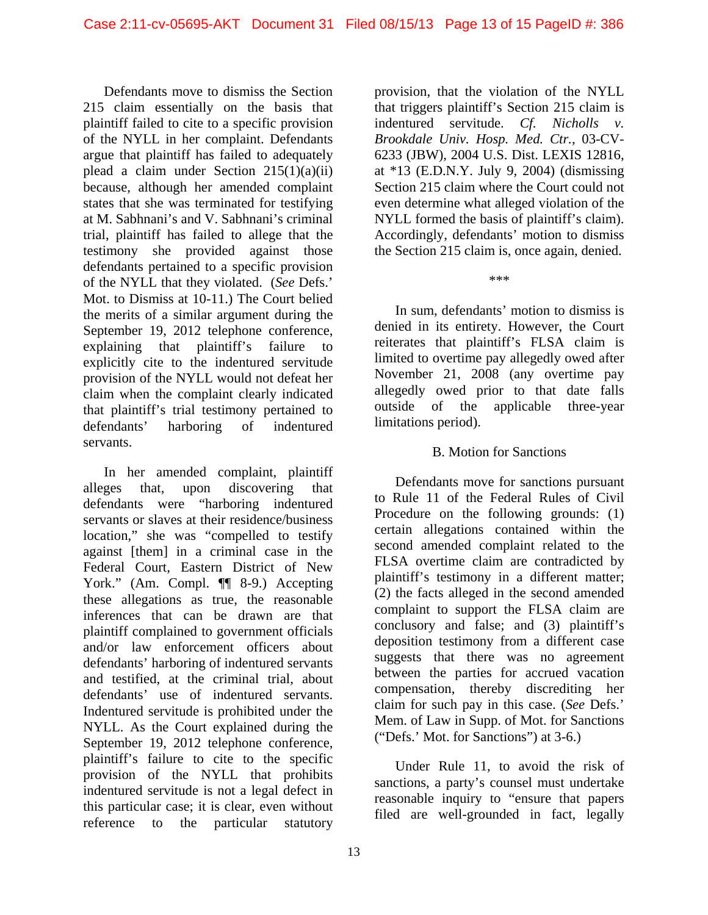Defendants move to dismiss the Section 215 claim essentially on the basis that plaintiff failed to cite to a specific provision of the NYLL in her complaint. Defendants argue that plaintiff has failed to adequately plead a claim under Section 215(1)(a)(ii) because, although her amended complaint states that she was terminated for testifying at M. Sabhnani's and V. Sabhnani's criminal trial, plaintiff has failed to allege that the testimony she provided against those defendants pertained to a specific provision of the NYLL that they violated. (*See* Defs.' Mot. to Dismiss at 10-11.) The Court belied the merits of a similar argument during the September 19, 2012 telephone conference, explaining that plaintiff's failure to explicitly cite to the indentured servitude provision of the NYLL would not defeat her claim when the complaint clearly indicated that plaintiff's trial testimony pertained to defendants' harboring of indentured servants.

In her amended complaint, plaintiff alleges that, upon discovering that defendants were "harboring indentured servants or slaves at their residence/business location," she was "compelled to testify against [them] in a criminal case in the Federal Court, Eastern District of New York." (Am. Compl. ¶¶ 8-9.) Accepting these allegations as true, the reasonable inferences that can be drawn are that plaintiff complained to government officials and/or law enforcement officers about defendants' harboring of indentured servants and testified, at the criminal trial, about defendants' use of indentured servants. Indentured servitude is prohibited under the NYLL. As the Court explained during the September 19, 2012 telephone conference, plaintiff's failure to cite to the specific provision of the NYLL that prohibits indentured servitude is not a legal defect in this particular case; it is clear, even without reference to the particular statutory provision, that the violation of the NYLL that triggers plaintiff's Section 215 claim is indentured servitude. *Cf. Nicholls v. Brookdale Univ. Hosp. Med. Ctr.*, 03-CV-6233 (JBW), 2004 U.S. Dist. LEXIS 12816, at *13 (E.D.N.Y. July 9, 2004) (dismissing Section 215 claim where the Court could not even determine what alleged violation of the NYLL formed the basis of plaintiff's claim). Accordingly, defendants' motion to dismiss the Section 215 claim is, once again, denied.

***

In sum, defendants' motion to dismiss is denied in its entirety. However, the Court reiterates that plaintiff's FLSA claim is limited to overtime pay allegedly owed after November 21, 2008 (any overtime pay allegedly owed prior to that date falls outside of the applicable three-year limitations period).

### B. Motion for Sanctions

Defendants move for sanctions pursuant to Rule 11 of the Federal Rules of Civil Procedure on the following grounds: (1) certain allegations contained within the second amended complaint related to the FLSA overtime claim are contradicted by plaintiff's testimony in a different matter; (2) the facts alleged in the second amended complaint to support the FLSA claim are conclusory and false; and (3) plaintiff's deposition testimony from a different case suggests that there was no agreement between the parties for accrued vacation compensation, thereby discrediting her claim for such pay in this case. (*See* Defs.' Mem. of Law in Supp. of Mot. for Sanctions ("Defs.' Mot. for Sanctions") at 3-6.)

Under Rule 11, to avoid the risk of sanctions, a party's counsel must undertake reasonable inquiry to "ensure that papers filed are well-grounded in fact, legally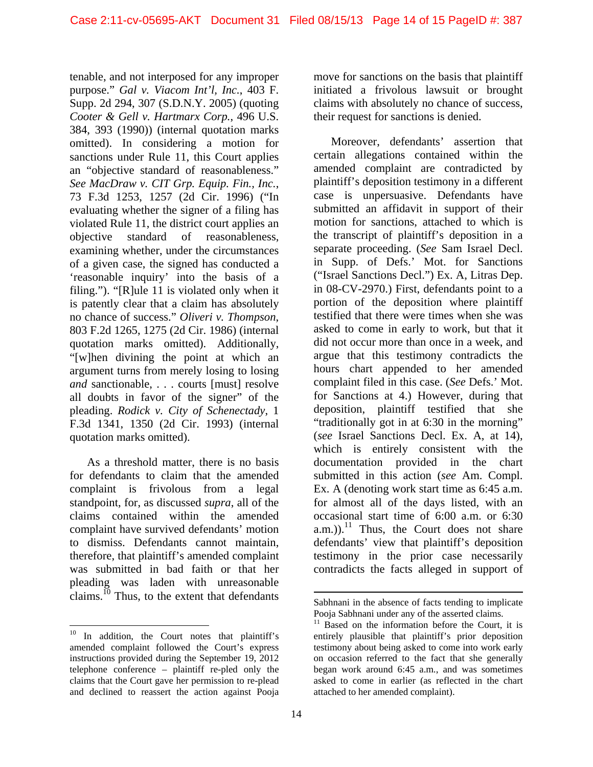tenable, and not interposed for any improper purpose." *Gal v. Viacom Int'l, Inc.*, 403 F. Supp. 2d 294, 307 (S.D.N.Y. 2005) (quoting *Cooter & Gell v. Hartmarx Corp.*, 496 U.S. 384, 393 (1990)) (internal quotation marks omitted). In considering a motion for sanctions under Rule 11, this Court applies an "objective standard of reasonableness." *See MacDraw v. CIT Grp. Equip. Fin., Inc.*, 73 F.3d 1253, 1257 (2d Cir. 1996) ("In evaluating whether the signer of a filing has violated Rule 11, the district court applies an objective standard of reasonableness, examining whether, under the circumstances of a given case, the signed has conducted a 'reasonable inquiry' into the basis of a filing."). "[R]ule 11 is violated only when it is patently clear that a claim has absolutely no chance of success." *Oliveri v. Thompson*, 803 F.2d 1265, 1275 (2d Cir. 1986) (internal quotation marks omitted). Additionally, "[w]hen divining the point at which an argument turns from merely losing to losing *and* sanctionable, . . . courts [must] resolve all doubts in favor of the signer" of the pleading. *Rodick v. City of Schenectady*, 1 F.3d 1341, 1350 (2d Cir. 1993) (internal quotation marks omitted).

As a threshold matter, there is no basis for defendants to claim that the amended complaint is frivolous from a legal standpoint, for, as discussed *supra*, all of the claims contained within the amended complaint have survived defendants' motion to dismiss. Defendants cannot maintain, therefore, that plaintiff's amended complaint was submitted in bad faith or that her pleading was laden with unreasonable claims.[10] Thus, to the extent that defendants move for sanctions on the basis that plaintiff initiated a frivolous lawsuit or brought claims with absolutely no chance of success, their request for sanctions is denied.

Moreover, defendants' assertion that certain allegations contained within the amended complaint are contradicted by plaintiff's deposition testimony in a different case is unpersuasive. Defendants have submitted an affidavit in support of their motion for sanctions, attached to which is the transcript of plaintiff's deposition in a separate proceeding. (*See* Sam Israel Decl. in Supp. of Defs.' Mot. for Sanctions ("Israel Sanctions Decl.") Ex. A, Litras Dep. in 08-CV-2970.) First, defendants point to a portion of the deposition where plaintiff testified that there were times when she was asked to come in early to work, but that it did not occur more than once in a week, and argue that this testimony contradicts the hours chart appended to her amended complaint filed in this case. (*See* Defs.' Mot. for Sanctions at 4.) However, during that deposition, plaintiff testified that she "traditionally got in at 6:30 in the morning" (*see* Israel Sanctions Decl. Ex. A, at 14), which is entirely consistent with the documentation provided in the chart submitted in this action (*see* Am. Compl. Ex. A (denoting work start time as 6:45 a.m. for almost all of the days listed, with an occasional start time of 6:00 a.m. or 6:30 a.m.)).[11] Thus, the Court does not share defendants' view that plaintiff's deposition testimony in the prior case necessarily contradicts the facts alleged in support of

---

[10] In addition, the Court notes that plaintiff's amended complaint followed the Court's express instructions provided during the September 19, 2012 telephone conference – plaintiff re-pled only the claims that the Court gave her permission to re-plead and declined to reassert the action against Pooja Sabhnani in the absence of facts tending to implicate Pooja Sabhnani under any of the asserted claims.

[11] Based on the information before the Court, it is entirely plausible that plaintiff's prior deposition testimony about being asked to come into work early on occasion referred to the fact that she generally began work around 6:45 a.m., and was sometimes asked to come in earlier (as reflected in the chart attached to her amended complaint).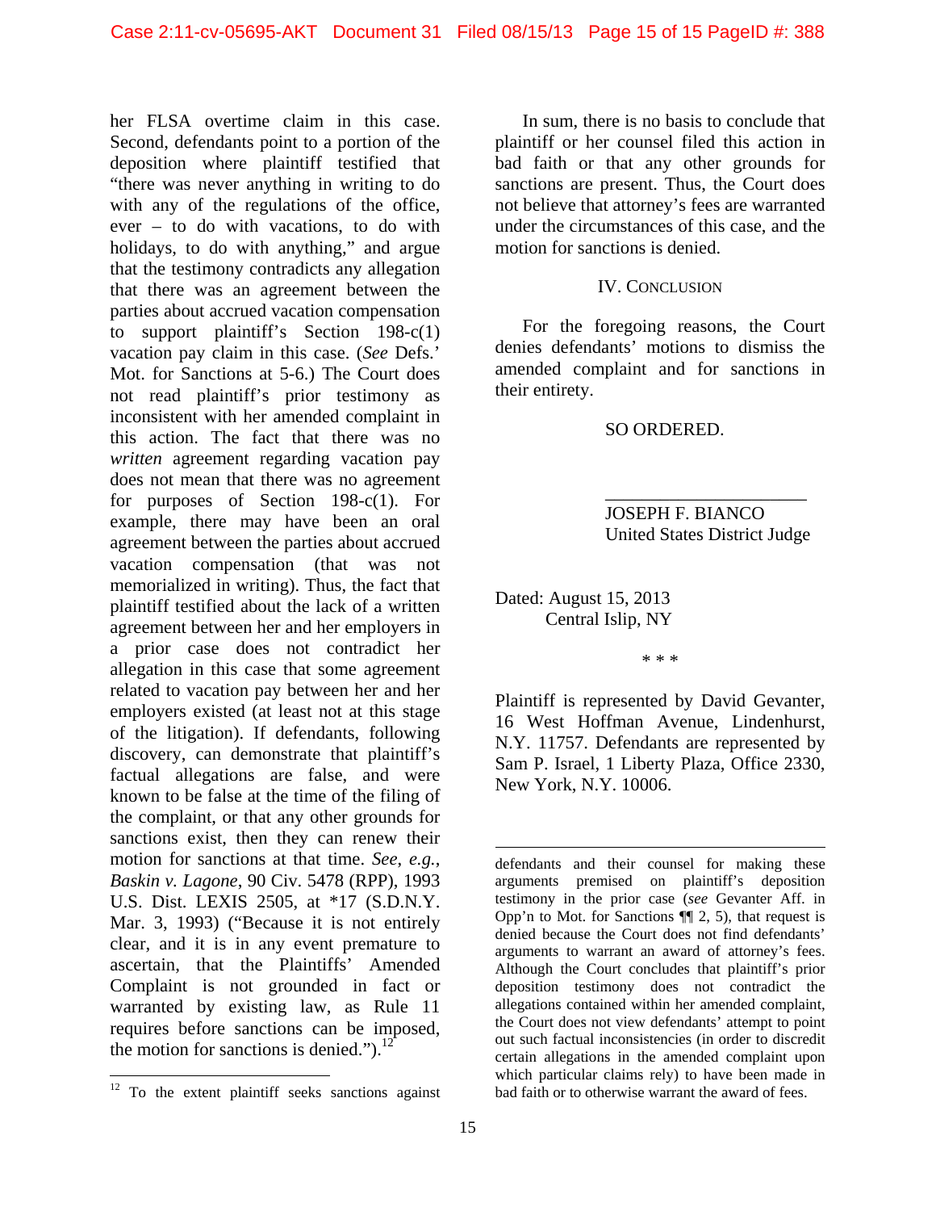her FLSA overtime claim in this case. Second, defendants point to a portion of the deposition where plaintiff testified that "there was never anything in writing to do with any of the regulations of the office, ever – to do with vacations, to do with holidays, to do with anything," and argue that the testimony contradicts any allegation that there was an agreement between the parties about accrued vacation compensation to support plaintiff's Section 198-c(1) vacation pay claim in this case. (*See* Defs.' Mot. for Sanctions at 5-6.) The Court does not read plaintiff's prior testimony as inconsistent with her amended complaint in this action. The fact that there was no *written* agreement regarding vacation pay does not mean that there was no agreement for purposes of Section 198-c(1). For example, there may have been an oral agreement between the parties about accrued vacation compensation (that was not memorialized in writing). Thus, the fact that plaintiff testified about the lack of a written agreement between her and her employers in a prior case does not contradict her allegation in this case that some agreement related to vacation pay between her and her employers existed (at least not at this stage of the litigation). If defendants, following discovery, can demonstrate that plaintiff's factual allegations are false, and were known to be false at the time of the filing of the complaint, or that any other grounds for sanctions exist, then they can renew their motion for sanctions at that time. *See, e.g.*, *Baskin v. Lagone*, 90 Civ. 5478 (RPP), 1993 U.S. Dist. LEXIS 2505, at *17 (S.D.N.Y. Mar. 3, 1993) ("Because it is not entirely clear, and it is in any event premature to ascertain, that the Plaintiffs' Amended Complaint is not grounded in fact or warranted by existing law, as Rule 11 requires before sanctions can be imposed, the motion for sanctions is denied.").[12]

In sum, there is no basis to conclude that plaintiff or her counsel filed this action in bad faith or that any other grounds for sanctions are present. Thus, the Court does not believe that attorney's fees are warranted under the circumstances of this case, and the motion for sanctions is denied.

## IV. Conclusion

For the foregoing reasons, the Court denies defendants' motions to dismiss the amended complaint and for sanctions in their entirety.

SO ORDERED.

______________________

JOSEPH F. BIANCO
United States District Judge

Dated: August 15, 2013
Central Islip, NY

\* \* \*

Plaintiff is represented by David Gevanter, 16 West Hoffman Avenue, Lindenhurst, N.Y. 11757. Defendants are represented by Sam P. Israel, 1 Liberty Plaza, Office 2330, New York, N.Y. 10006.

---

[12] To the extent plaintiff seeks sanctions against defendants and their counsel for making these arguments premised on plaintiff's deposition testimony in the prior case (*see* Gevanter Aff. in Opp'n to Mot. for Sanctions ¶¶ 2, 5), that request is denied because the Court does not find defendants' arguments to warrant an award of attorney's fees. Although the Court concludes that plaintiff's prior deposition testimony does not contradict the allegations contained within her amended complaint, the Court does not view defendants' attempt to point out such factual inconsistencies (in order to discredit certain allegations in the amended complaint upon which particular claims rely) to have been made in bad faith or to otherwise warrant the award of fees.